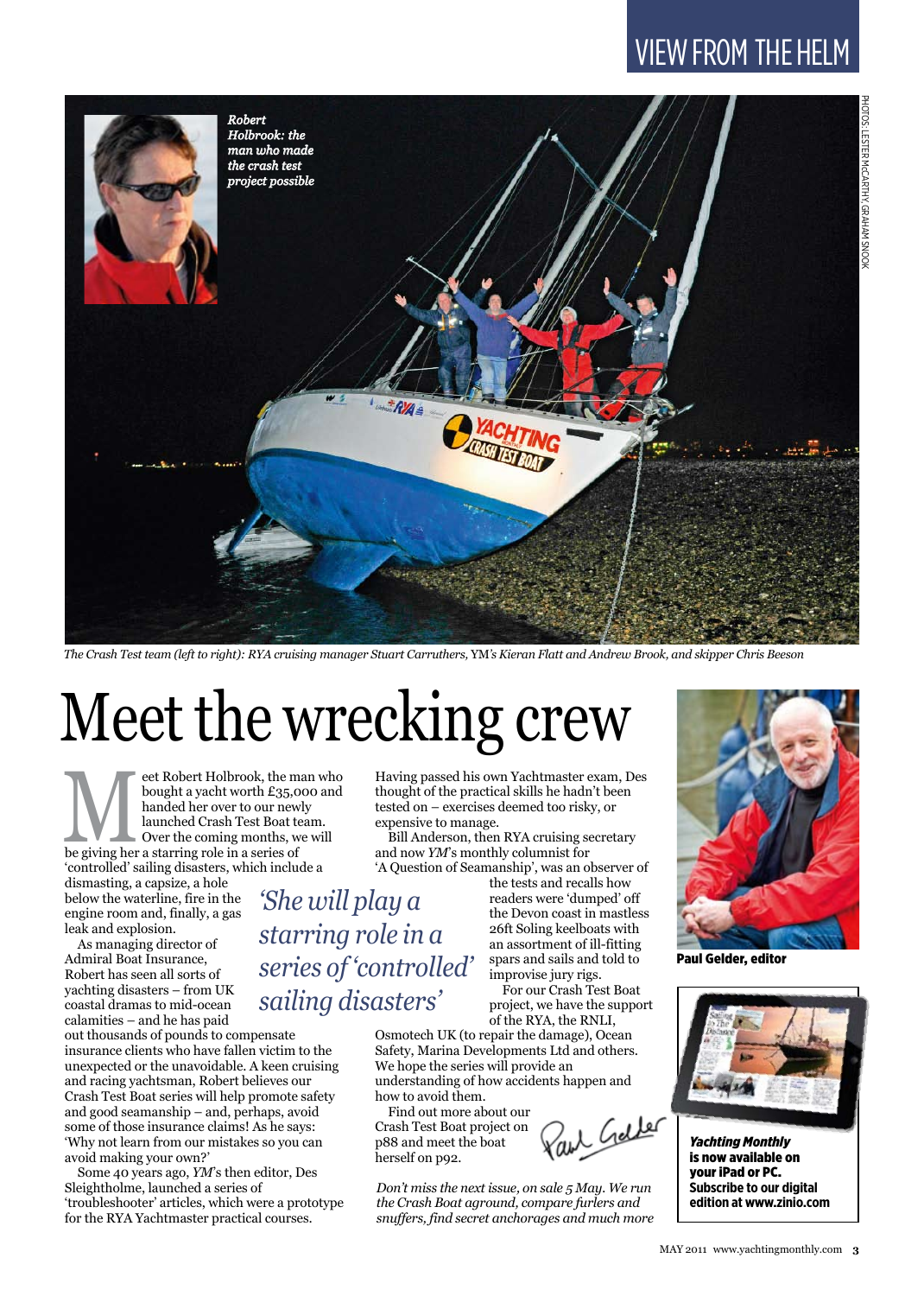VIEW FROM THE HELM

*Robert Holbrook: the man who made the crash test project possible*

PHOTOS: LESTER McCARTHY, GRAHAM SNOOK

*The Crash Test team (left to right): RYA cruising manager Stuart Carruthers,* YM*'s Kieran Flatt and Andrew Brook, and skipper Chris Beeson*

# Meet the wrecking crew

Meet Robert Holbrook, the man who bought a yacht worth £35,000 and handed her over to our newly launched Crash Test Boat team. Over the coming months, we will be giving her a starring role in a series of 'controlled' sailing disasters, which include a dismasting, a capsize, a hole below the waterline, fire in the engine room and, finally, a gas leak and explosion.

As managing director of Admiral Boat Insurance, Robert has seen all sorts of yachting disasters – from UK coastal dramas to mid-ocean calamities – and he has paid out thousands of pounds to compensate insurance clients who have fallen victim to the unexpected or the unavoidable. A keen cruising and racing yachtsman, Robert believes our Crash Test Boat series will help promote safety and good seamanship – and, perhaps, avoid some of those insurance claims! As he says: 'Why not learn from our mistakes so you can avoid making your own?'

*'She will play a starring role in a series of 'controlled' sailing disasters'*

Some 40 years ago, *YM*'s then editor, Des Sleightholme, launched a series of 'troubleshooter' articles, which were a prototype for the RYA Yachtmaster practical courses. Having passed his own Yachtmaster exam, Des thought of the practical skills he hadn't been tested on – exercises deemed too risky, or expensive to manage.

Bill Anderson, then RYA cruising secretary and now *YM*'s monthly columnist for 'A Question of Seamanship', was an observer of the tests and recalls how readers were 'dumped' off the Devon coast in mastless 26ft Soling keelboats with an assortment of ill-fitting spars and sails and told to improvise jury rigs.

For our Crash Test Boat project, we have the support of the RYA, the RNLI, Osmotech UK (to repair the damage), Ocean Safety, Marina Developments Ltd and others. We hope the series will provide an understanding of how accidents happen and how to avoid them.

Find out more about our Crash Test Boat project on p88 and meet the boat herself on p92.

Paul Gelder

*Don't miss the next issue, on sale 5 May. We run the Crash Boat aground, compare furlers and snuffers, find secret anchorages and much more*

**Paul Gelder, editor**

***Yachting Monthly* is now available on your iPad or PC. Subscribe to our digital edition at www.zinio.com**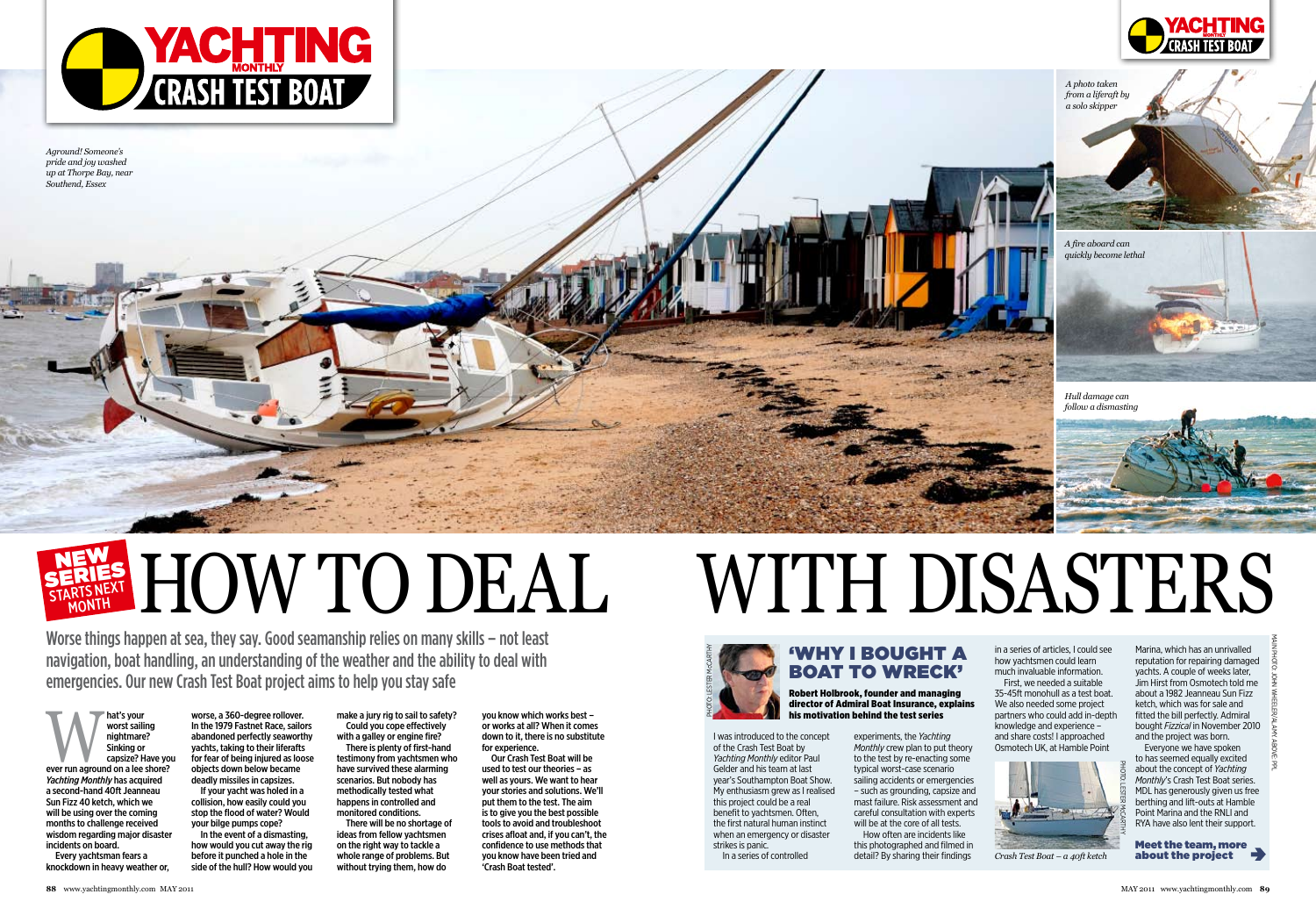# YACHTING MONTHLY CRASH TEST BOAT

*Aground! Someone's pride and joy washed up at Thorpe Bay, near Southend, Essex*

*A photo taken from a liferaft by a solo skipper*

*A fire aboard can quickly become lethal*

*Hull damage can follow a dismasting*

NEW SERIES STARTS NEXT MONTH

# HOW TO DEAL WITH DISASTERS

Worse things happen at sea, they say. Good seamanship relies on many skills – not least navigation, boat handling, an understanding of the weather and the ability to deal with emergencies. Our new Crash Test Boat project aims to help you stay safe

**What's your worst sailing nightmare? Sinking or capsize? Have you ever run aground on a lee shore?** *Yachting Monthly* has acquired a second-hand 40ft Jeanneau Sun Fizz 40 ketch, which we will be using over the coming months to challenge received wisdom regarding major disaster incidents on board.

Every yachtsman fears a knockdown in heavy weather or, worse, a 360-degree rollover. In the 1979 Fastnet Race, sailors abandoned perfectly seaworthy yachts, taking to their liferafts for fear of being injured as loose objects down below became deadly missiles in capsizes.

If your yacht was holed in a collision, how easily could you stop the flood of water? Would your bilge pumps cope?

In the event of a dismasting, how would you cut away the rig before it punched a hole in the side of the hull? How would you make a jury rig to sail to safety?

Could you cope effectively with a galley or engine fire?

There is plenty of first-hand testimony from yachtsmen who have survived these alarming scenarios. But nobody has methodically tested what happens in controlled and monitored conditions.

There will be no shortage of ideas from fellow yachtsmen on the right way to tackle a whole range of problems. But without trying them, how do you know which works best – or works at all? When it comes down to it, there is no substitute for experience.

Our Crash Test Boat will be used to test our theories – as well as yours. We want to hear your stories and solutions. We'll put them to the test. The aim is to give you the best possible tools to avoid and troubleshoot crises afloat and, if you can't, the confidence to use methods that you know have been tried and 'Crash Boat tested'.

## 'WHY I BOUGHT A BOAT TO WRECK'

**Robert Holbrook, founder and managing director of Admiral Boat Insurance, explains his motivation behind the test series**

PHOTO: LESTER McCARTHY

I was introduced to the concept of the Crash Test Boat by *Yachting Monthly* editor Paul Gelder and his team at last year's Southampton Boat Show. My enthusiasm grew as I realised this project could be a real benefit to yachtsmen. Often, the first natural human instinct when an emergency or disaster strikes is panic.

In a series of controlled experiments, the *Yachting Monthly* crew plan to put theory to the test by re-enacting some typical worst-case scenario sailing accidents or emergencies – such as grounding, capsize and mast failure. Risk assessment and careful consultation with experts will be at the core of all tests.

How often are incidents like this photographed and filmed in detail? By sharing their findings in a series of articles, I could see how yachtsmen could learn much invaluable information.

First, we needed a suitable 35-45ft monohull as a test boat. We also needed some project partners who could add in-depth knowledge and experience – and share costs! I approached Osmotech UK, at Hamble Point Marina, which has an unrivalled reputation for repairing damaged yachts. A couple of weeks later, Jim Hirst from Osmotech told me about a 1982 Jeanneau Sun Fizz ketch, which was for sale and fitted the bill perfectly. Admiral bought *Fizzical* in November 2010 and the project was born.

Everyone we have spoken to has seemed equally excited about the concept of *Yachting Monthly*'s Crash Test Boat series. MDL has generously given us free berthing and lift-outs at Hamble Point Marina and the RNLI and RYA have also lent their support.

PHOTO: LESTER McCARTHY

*Crash Test Boat – a 40ft ketch*

**Meet the team, more about the project**

MAIN PHOTO: JOHN WHEELER/ALAMY. ABOVE: PPL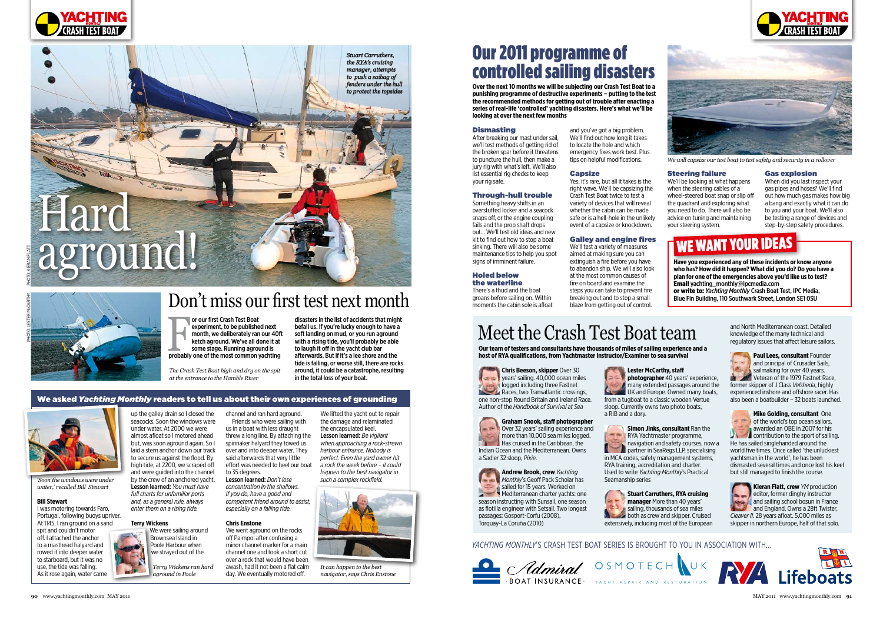# Hard aground!

*Stuart Carruthers, the RYA's cruising manager, attempts to push a saibag of fenders under the hull to protect the topsides*

PHOTO KIERAN FLATT

PHOTO LESTER McCARTHY

## Don't miss our first test next month

**For our first Crash Test Boat experiment, to be published next month, we deliberately ran our 40ft ketch aground. We've all done it at some stage. Running aground is probably one of the most common yachting disasters in the list of accidents that might befall us. If you're lucky enough to have a soft landing on mud, or you run aground with a rising tide, you'll probably be able to laugh it off in the yacht club bar afterwards. But if it's a lee shore and the tide is falling, or worse still, there are rocks around, it could be a catastrophe, resulting in the total loss of your boat.**

*The Crash Test Boat high and dry on the spit at the entrance to the Hamble River*

### We asked *Yachting Monthly* readers to tell us about their own experiences of grounding

*'Soon the windows were under water,' recalled Bill Stewart*

**Bill Stewart**

I was motoring towards Faro, Portugal, following buoys upriver. At 1145, I ran ground on a sand spit and couldn't motor off. I attached the anchor to a masthead halyard and rowed it into deeper water to starboard, but it was no use, the tide was falling. As it rose again, water came up the galley drain so I closed the seacocks. Soon the windows were under water. At 2000 we were almost afloat so I motored ahead but, was soon aground again. So I laid a stern anchor down our track to secure us against the flood. By high tide, at 2200, we scraped off and were guided into the channel by the crew of an anchored yacht.

**Lesson learned:** *You must have full charts for unfamiliar ports and, as a general rule, always enter them on a rising tide.*

**Terry Wickens**

We were sailing around Brownsea Island in Poole Harbour when we strayed out of the channel and ran hard aground. Friends who were sailing with us in a boat with less draught threw a long line. By attaching the spinnaker halyard they towed us over and into deeper water. They said afterwards that very little effort was needed to heel our boat to 35 degrees.

**Lesson learned:** *Don't lose concentration in the shallows. If you do, have a good and competent friend around to assist, especially on a falling tide.*

*Terry Wickens ran hard aground in Poole*

**Chris Enstone**

We went aground on the rocks off Paimpol after confusing a minor channel marker for a main channel one and took a short cut over a rock that would have been awash, had it not been a flat calm day. We eventually motored off. We lifted the yacht out to repair the damage and relaminated the encapsulated keel.

**Lesson learned:** *Be vigilant when approaching a rock-strewn harbour entrance. Nobody is perfect. Even the yard owner hit a rock the week before – it could happen to the best navigator in such a complex rockfield.*

*It can happen to the best navigator, says Chris Enstone*

# Our 2011 programme of controlled sailing disasters

**Over the next 10 months we will be subjecting our Crash Test Boat to a punishing programme of destructive experiments – putting to the test the recommended methods for getting out of trouble after enacting a series of real-life 'controlled' yachting disasters. Here's what we'll be looking at over the next few months**

### Dismasting

After breaking our mast under sail, we'll test methods of getting rid of the broken spar before it threatens to puncture the hull, then make a jury rig with what's left. We'll also list essential rig checks to keep your rig safe.

### Through-hull trouble

Something heavy shifts in an overstuffed locker and a seacock snaps off, or the engine coupling fails and the prop shaft drops out… We'll test old ideas and new kit to find out how to stop a boat sinking. There will also be some maintenance tips to help you spot signs of imminent failure.

### Holed below the waterline

There's a thud and the boat groans before sailing on. Within moments the cabin sole is afloat and you've got a big problem. We'll find out how long it takes to locate the hole and which emergency fixes work best. Plus tips on helpful modifications.

### Capsize

Yes, it's rare, but all it takes is the right wave. We'll be capsizing the Crash Test Boat twice to test a variety of devices that will reveal whether the cabin can be made safe or is a hell-hole in the unlikely event of a capsize or knockdown.

### Galley and engine fires

We'll test a variety of measures aimed at making sure you can extinguish a fire before you have to abandon ship. We will also look at the most common causes of fire on board and examine the steps you can take to prevent fire breaking out and to stop a small blaze from getting out of control.

*We will capsize our test boat to test safety and security in a rollover*

### Steering failure

We'll be looking at what happens when the steering cables of a wheel-steered boat snap or slip off the quadrant and exploring what you need to do. There will also be advice on tuning and maintaining your steering system.

### Gas explosion

When did you last inspect your gas pipes and hoses? We'll find out how much gas makes how big a bang and exactly what it can do to you and your boat. We'll also be testing a range of devices and step-by-step safety procedures.

### WE WANT YOUR IDEAS

**Have you experienced any of these incidents or know anyone who has? How did it happen? What did you do? Do you have a plan for one of the emergencies above you'd like us to test?**
**Email** yachting_monthly@ipcmedia.com
**or write to:** *Yachting Monthly* Crash Test Boat, IPC Media, Blue Fin Building, 110 Southwark Street, London SE1 0SU

# Meet the Crash Test Boat team

**Our team of testers and consultants have thousands of miles of sailing experience and a host of RYA qualifications, from Yachtmaster Instructor/Examiner to sea survival**

**Chris Beeson, skipper** Over 30 years' sailing. 40,000 ocean miles logged including three Fastnet Races, two Transatlantic crossings, one non-stop Round Britain and Ireland Race. Author of the *Handbook of Survival at Sea*

**Graham Snook, staff photographer** Over 32 years' sailing experience and more than 10,000 sea miles logged. Has cruised in the Caribbean, the Indian Ocean and the Mediterranean. Owns a Sadler 32 sloop, *Pixie*.

**Andrew Brook, crew** *Yachting Monthly*'s Geoff Pack Scholar has sailed for 15 years. Worked on Mediterranean charter yachts: one season instructing with Sunsail, one season as flotilla engineer with Setsail. Two longest passages: Gosport-Corfu (2008), Torquay-La Coruña (2010)

**Lester McCarthy, staff photographer** 40 years' experience, many extended passages around the UK and Europe. Owned many boats, from a tugboat to a classic wooden Vertue sloop. Currently owns two photo boats, a RIB and a dory.

**Simon Jinks, consultant** Ran the RYA Yachtmaster programme, navigation and safety courses, now a partner in SeaRegs LLP, specialising in MCA codes, safety management systems, RYA training, accreditation and charter. Used to write *Yachting Monthly*'s Practical Seamanship series

**Stuart Carruthers, RYA cruising manager** More than 40 years' sailing, thousands of sea miles both as crew and skipper. Cruised extensively, including most of the European and North Mediterranean coast. Detailed knowledge of the many technical and regulatory issues that affect leisure sailors.

**Paul Lees, consultant** Founder and principal of Crusader Sails, sailmaking for over 40 years. Veteran of the 1979 Fastnet Race, former skipper of J Class *Velsheda*, highly experienced inshore and offshore racer. Has also been a boatbuilder – 32 boats launched.

**Mike Golding, consultant** One of the world's top ocean sailors, awarded an OBE in 2007 for his contribution to the sport of sailing. He has sailed singlehanded around the world five times. Once called 'the unluckiest yachtsman in the world', he has been dismasted several times and once lost his keel but still managed to finish the course.

**Kieran Flatt, crew** *YM* production editor, former dinghy instructor and sailing school bosun in France and England. Owns a 28ft Twister, *Cleaver II*. 28 years afloat. 5,000 miles as skipper in northern Europe, half of that solo.

*YACHTING MONTHLY*'S CRASH TEST BOAT SERIES IS BROUGHT TO YOU IN ASSOCIATION WITH…

Admiral BOAT INSURANCE · OSMOTECH UK YACHT REPAIR AND RESTORATION · RYA · Lifeboats